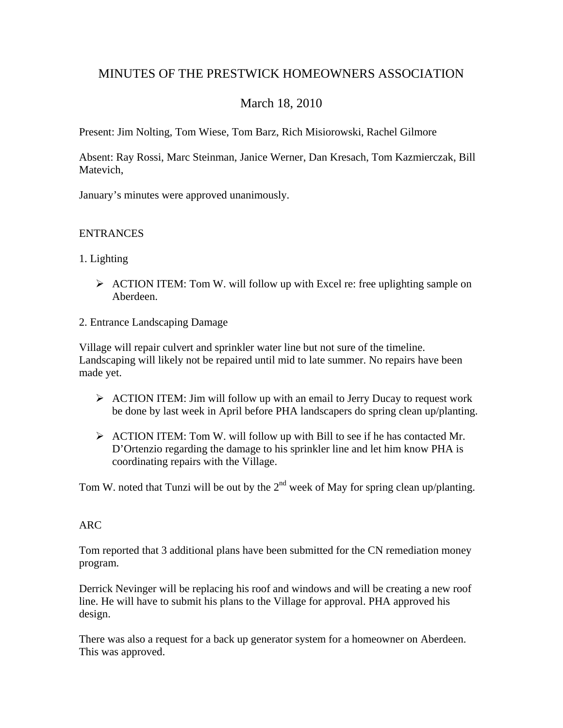# MINUTES OF THE PRESTWICK HOMEOWNERS ASSOCIATION

## March 18, 2010

Present: Jim Nolting, Tom Wiese, Tom Barz, Rich Misiorowski, Rachel Gilmore

Absent: Ray Rossi, Marc Steinman, Janice Werner, Dan Kresach, Tom Kazmierczak, Bill Matevich,

January's minutes were approved unanimously.

ENTRANCES

1. Lighting

- ACTION ITEM: Tom W. will follow up with Excel re: free uplighting sample on Aberdeen.

2. Entrance Landscaping Damage

Village will repair culvert and sprinkler water line but not sure of the timeline. Landscaping will likely not be repaired until mid to late summer. No repairs have been made yet.

- ACTION ITEM: Jim will follow up with an email to Jerry Ducay to request work be done by last week in April before PHA landscapers do spring clean up/planting.

- ACTION ITEM: Tom W. will follow up with Bill to see if he has contacted Mr. D'Ortenzio regarding the damage to his sprinkler line and let him know PHA is coordinating repairs with the Village.

Tom W. noted that Tunzi will be out by the 2nd week of May for spring clean up/planting.

ARC

Tom reported that 3 additional plans have been submitted for the CN remediation money program.

Derrick Nevinger will be replacing his roof and windows and will be creating a new roof line. He will have to submit his plans to the Village for approval. PHA approved his design.

There was also a request for a back up generator system for a homeowner on Aberdeen. This was approved.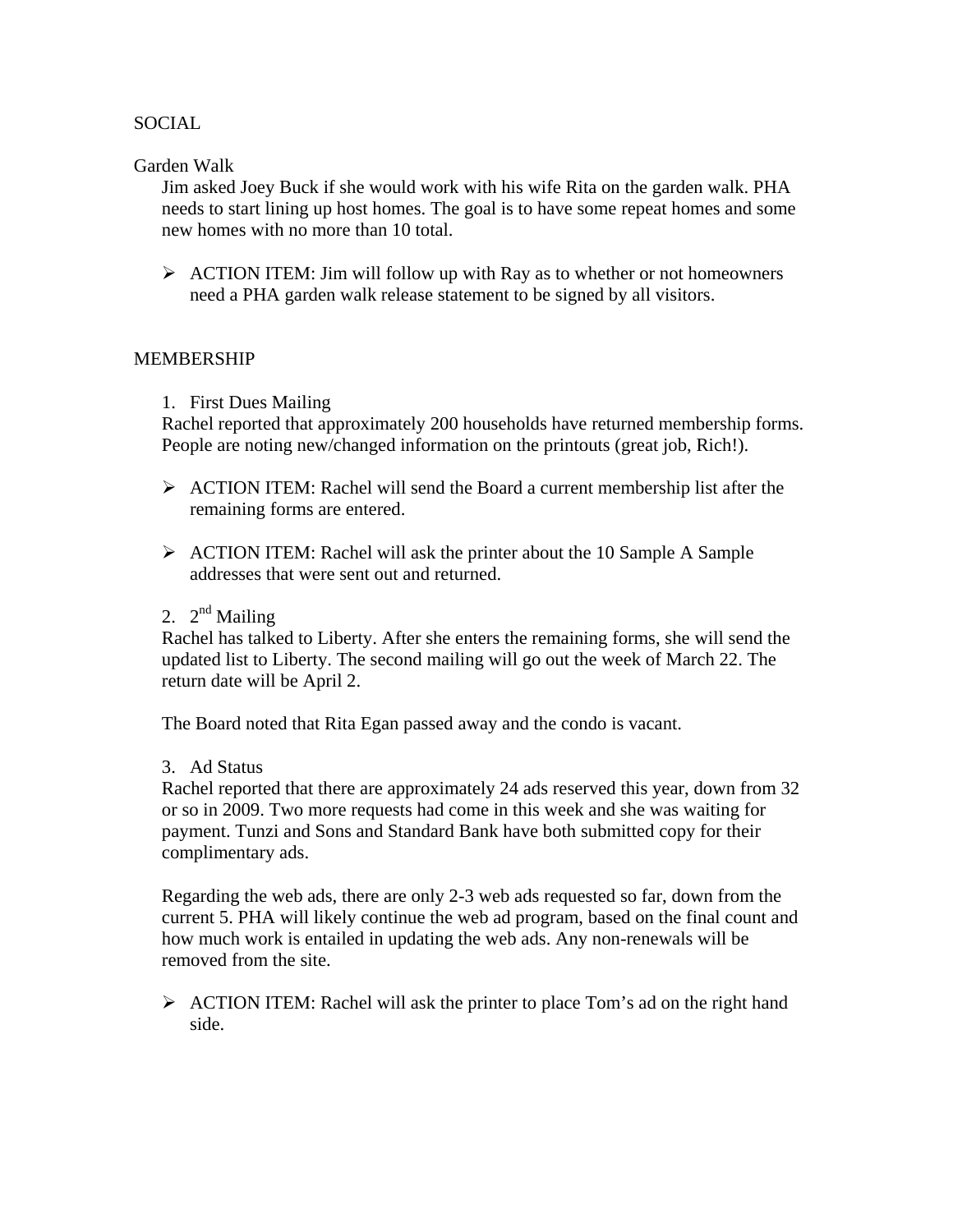SOCIAL

Garden Walk

Jim asked Joey Buck if she would work with his wife Rita on the garden walk. PHA needs to start lining up host homes. The goal is to have some repeat homes and some new homes with no more than 10 total.

- ACTION ITEM: Jim will follow up with Ray as to whether or not homeowners need a PHA garden walk release statement to be signed by all visitors.

MEMBERSHIP

1. First Dues Mailing

Rachel reported that approximately 200 households have returned membership forms. People are noting new/changed information on the printouts (great job, Rich!).

- ACTION ITEM: Rachel will send the Board a current membership list after the remaining forms are entered.

- ACTION ITEM: Rachel will ask the printer about the 10 Sample A Sample addresses that were sent out and returned.

2. 2nd Mailing

Rachel has talked to Liberty. After she enters the remaining forms, she will send the updated list to Liberty. The second mailing will go out the week of March 22. The return date will be April 2.

The Board noted that Rita Egan passed away and the condo is vacant.

3. Ad Status

Rachel reported that there are approximately 24 ads reserved this year, down from 32 or so in 2009. Two more requests had come in this week and she was waiting for payment. Tunzi and Sons and Standard Bank have both submitted copy for their complimentary ads.

Regarding the web ads, there are only 2-3 web ads requested so far, down from the current 5. PHA will likely continue the web ad program, based on the final count and how much work is entailed in updating the web ads. Any non-renewals will be removed from the site.

- ACTION ITEM: Rachel will ask the printer to place Tom's ad on the right hand side.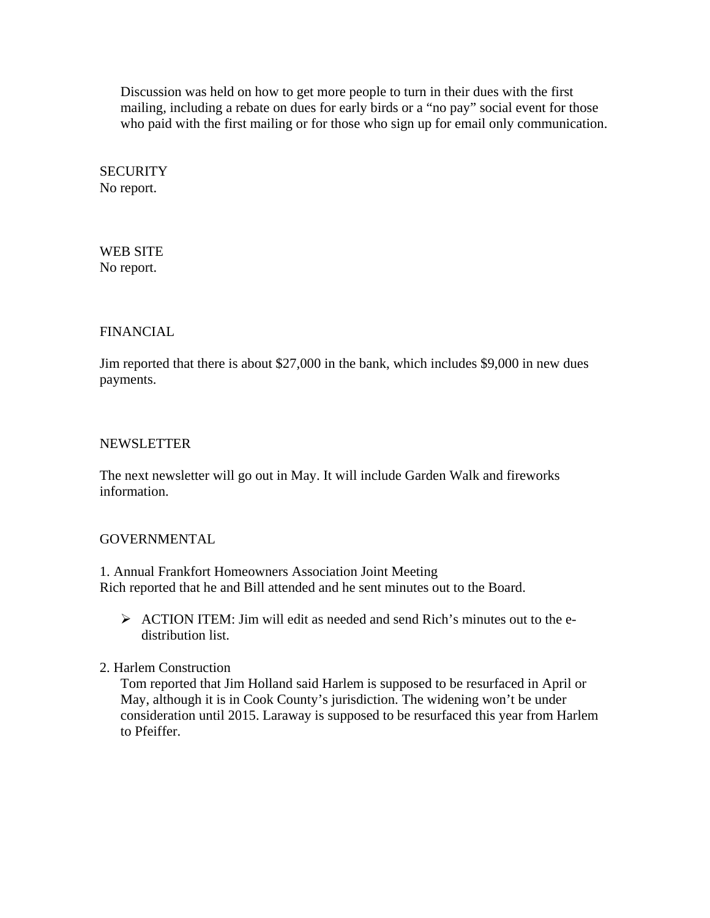Discussion was held on how to get more people to turn in their dues with the first mailing, including a rebate on dues for early birds or a "no pay" social event for those who paid with the first mailing or for those who sign up for email only communication.

SECURITY

No report.

WEB SITE

No report.

FINANCIAL

Jim reported that there is about $27,000 in the bank, which includes $9,000 in new dues payments.

NEWSLETTER

The next newsletter will go out in May. It will include Garden Walk and fireworks information.

GOVERNMENTAL

1. Annual Frankfort Homeowners Association Joint Meeting
Rich reported that he and Bill attended and he sent minutes out to the Board.

- ACTION ITEM: Jim will edit as needed and send Rich's minutes out to the e-distribution list.

2. Harlem Construction
Tom reported that Jim Holland said Harlem is supposed to be resurfaced in April or May, although it is in Cook County's jurisdiction. The widening won't be under consideration until 2015. Laraway is supposed to be resurfaced this year from Harlem to Pfeiffer.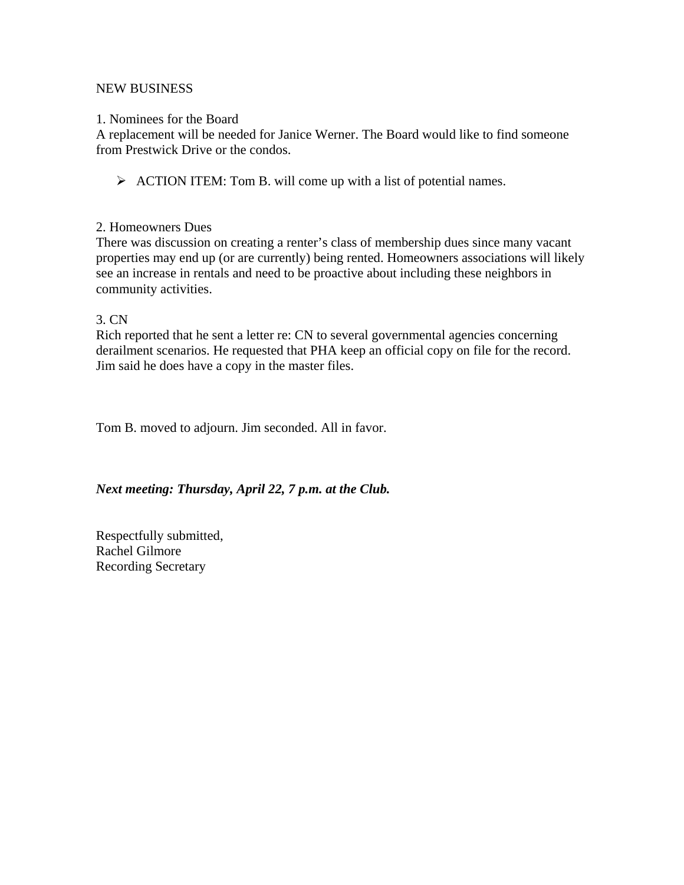NEW BUSINESS

1. Nominees for the Board
A replacement will be needed for Janice Werner. The Board would like to find someone from Prestwick Drive or the condos.

- ACTION ITEM: Tom B. will come up with a list of potential names.

2. Homeowners Dues
There was discussion on creating a renter's class of membership dues since many vacant properties may end up (or are currently) being rented. Homeowners associations will likely see an increase in rentals and need to be proactive about including these neighbors in community activities.

3. CN
Rich reported that he sent a letter re: CN to several governmental agencies concerning derailment scenarios. He requested that PHA keep an official copy on file for the record. Jim said he does have a copy in the master files.

Tom B. moved to adjourn. Jim seconded. All in favor.

***Next meeting: Thursday, April 22, 7 p.m. at the Club.***

Respectfully submitted,
Rachel Gilmore
Recording Secretary